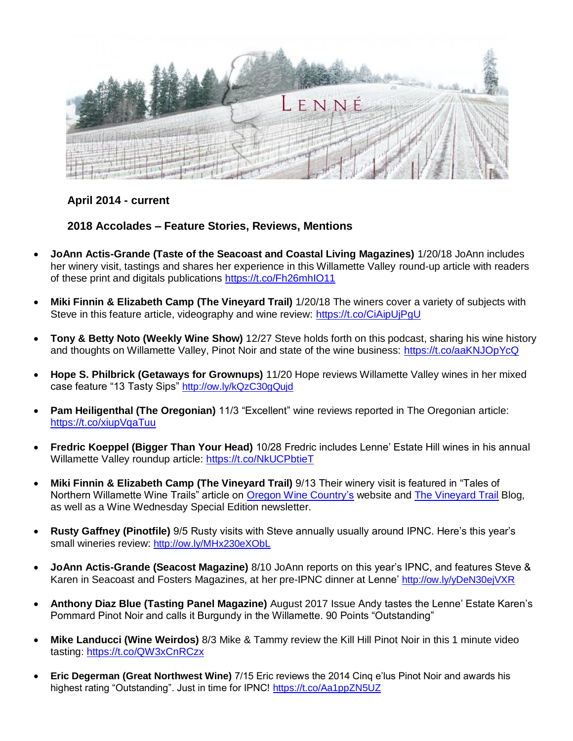LENNÉ

**April 2014 - current**

**2018 Accolades – Feature Stories, Reviews, Mentions**

- **JoAnn Actis-Grande (Taste of the Seacoast and Coastal Living Magazines)** 1/20/18 JoAnn includes her winery visit, tastings and shares her experience in this Willamette Valley round-up article with readers of these print and digitals publications https://t.co/Fh26mhIO11
- **Miki Finnin & Elizabeth Camp (The Vineyard Trail)** 1/20/18 The winers cover a variety of subjects with Steve in this feature article, videography and wine review: https://t.co/CiAipUjPgU
- **Tony & Betty Noto (Weekly Wine Show)** 12/27 Steve holds forth on this podcast, sharing his wine history and thoughts on Willamette Valley, Pinot Noir and state of the wine business: https://t.co/aaKNJOpYcQ
- **Hope S. Philbrick (Getaways for Grownups)** 11/20 Hope reviews Willamette Valley wines in her mixed case feature "13 Tasty Sips" http://ow.ly/kQzC30gQujd
- **Pam Heiligenthal (The Oregonian)** 11/3 "Excellent" wine reviews reported in The Oregonian article: https://t.co/xiupVqaTuu
- **Fredric Koeppel (Bigger Than Your Head)** 10/28 Fredric includes Lenne' Estate Hill wines in his annual Willamette Valley roundup article: https://t.co/NkUCPbtieT
- **Miki Finnin & Elizabeth Camp (The Vineyard Trail)** 9/13 Their winery visit is featured in "Tales of Northern Willamette Wine Trails" article on Oregon Wine Country's website and The Vineyard Trail Blog, as well as a Wine Wednesday Special Edition newsletter.
- **Rusty Gaffney (Pinotfile)** 9/5 Rusty visits with Steve annually usually around IPNC. Here's this year's small wineries review: http://ow.ly/MHx230eXObL
- **JoAnn Actis-Grande (Seacost Magazine)** 8/10 JoAnn reports on this year's IPNC, and features Steve & Karen in Seacoast and Fosters Magazines, at her pre-IPNC dinner at Lenne' http://ow.ly/yDeN30ejVXR
- **Anthony Diaz Blue (Tasting Panel Magazine)** August 2017 Issue Andy tastes the Lenne' Estate Karen's Pommard Pinot Noir and calls it Burgundy in the Willamette. 90 Points "Outstanding"
- **Mike Landucci (Wine Weirdos)** 8/3 Mike & Tammy review the Kill Hill Pinot Noir in this 1 minute video tasting: https://t.co/QW3xCnRCzx
- **Eric Degerman (Great Northwest Wine)** 7/15 Eric reviews the 2014 Cinq e'lus Pinot Noir and awards his highest rating "Outstanding". Just in time for IPNC! https://t.co/Aa1ppZN5UZ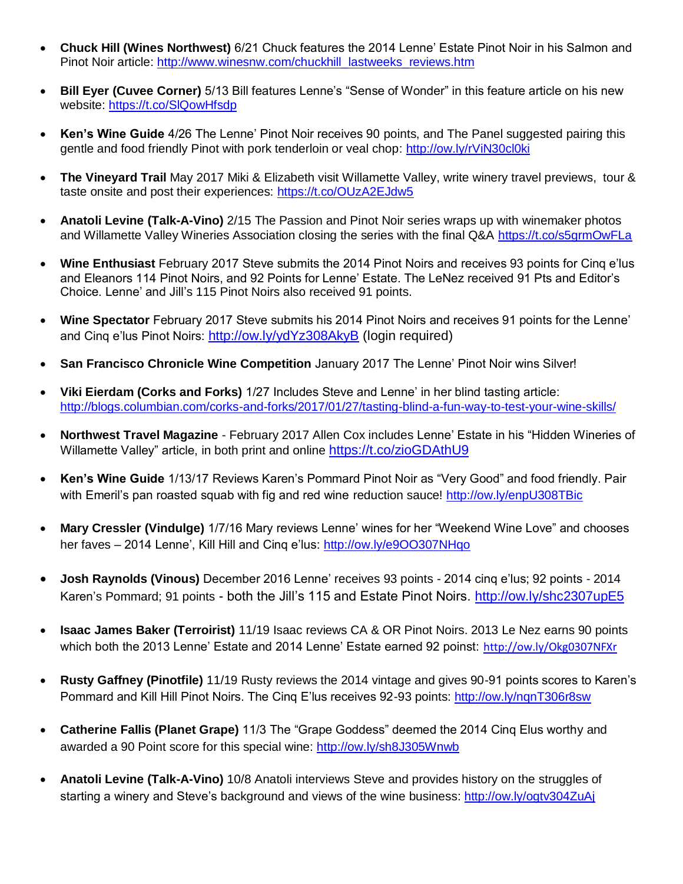- **Chuck Hill (Wines Northwest)** 6/21 Chuck features the 2014 Lenne' Estate Pinot Noir in his Salmon and Pinot Noir article: http://www.winesnw.com/chuckhill_lastweeks_reviews.htm

- **Bill Eyer (Cuvee Corner)** 5/13 Bill features Lenne's "Sense of Wonder" in this feature article on his new website: https://t.co/SlQowHfsdp

- **Ken's Wine Guide** 4/26 The Lenne' Pinot Noir receives 90 points, and The Panel suggested pairing this gentle and food friendly Pinot with pork tenderloin or veal chop: http://ow.ly/rViN30cl0ki

- **The Vineyard Trail** May 2017 Miki & Elizabeth visit Willamette Valley, write winery travel previews, tour & taste onsite and post their experiences: https://t.co/OUzA2EJdw5

- **Anatoli Levine (Talk-A-Vino)** 2/15 The Passion and Pinot Noir series wraps up with winemaker photos and Willamette Valley Wineries Association closing the series with the final Q&A https://t.co/s5grmOwFLa

- **Wine Enthusiast** February 2017 Steve submits the 2014 Pinot Noirs and receives 93 points for Cinq e'lus and Eleanors 114 Pinot Noirs, and 92 Points for Lenne' Estate. The LeNez received 91 Pts and Editor's Choice. Lenne' and Jill's 115 Pinot Noirs also received 91 points.

- **Wine Spectator** February 2017 Steve submits his 2014 Pinot Noirs and receives 91 points for the Lenne' and Cinq e'lus Pinot Noirs: http://ow.ly/ydYz308AkyB (login required)

- **San Francisco Chronicle Wine Competition** January 2017 The Lenne' Pinot Noir wins Silver!

- **Viki Eierdam (Corks and Forks)** 1/27 Includes Steve and Lenne' in her blind tasting article: http://blogs.columbian.com/corks-and-forks/2017/01/27/tasting-blind-a-fun-way-to-test-your-wine-skills/

- **Northwest Travel Magazine** - February 2017 Allen Cox includes Lenne' Estate in his "Hidden Wineries of Willamette Valley" article, in both print and online https://t.co/zioGDAthU9

- **Ken's Wine Guide** 1/13/17 Reviews Karen's Pommard Pinot Noir as "Very Good" and food friendly. Pair with Emeril's pan roasted squab with fig and red wine reduction sauce! http://ow.ly/enpU308TBic

- **Mary Cressler (Vindulge)** 1/7/16 Mary reviews Lenne' wines for her "Weekend Wine Love" and chooses her faves – 2014 Lenne', Kill Hill and Cinq e'lus: http://ow.ly/e9OO307NHqo

- **Josh Raynolds (Vinous)** December 2016 Lenne' receives 93 points - 2014 cinq e'lus; 92 points - 2014 Karen's Pommard; 91 points - both the Jill's 115 and Estate Pinot Noirs. http://ow.ly/shc2307upE5

- **Isaac James Baker (Terroirist)** 11/19 Isaac reviews CA & OR Pinot Noirs. 2013 Le Nez earns 90 points which both the 2013 Lenne' Estate and 2014 Lenne' Estate earned 92 poinst: http://ow.ly/Okg0307NFXr

- **Rusty Gaffney (Pinotfile)** 11/19 Rusty reviews the 2014 vintage and gives 90-91 points scores to Karen's Pommard and Kill Hill Pinot Noirs. The Cinq E'lus receives 92-93 points: http://ow.ly/nqnT306r8sw

- **Catherine Fallis (Planet Grape)** 11/3 The "Grape Goddess" deemed the 2014 Cinq Elus worthy and awarded a 90 Point score for this special wine: http://ow.ly/sh8J305Wnwb

- **Anatoli Levine (Talk-A-Vino)** 10/8 Anatoli interviews Steve and provides history on the struggles of starting a winery and Steve's background and views of the wine business: http://ow.ly/ogtv304ZuAj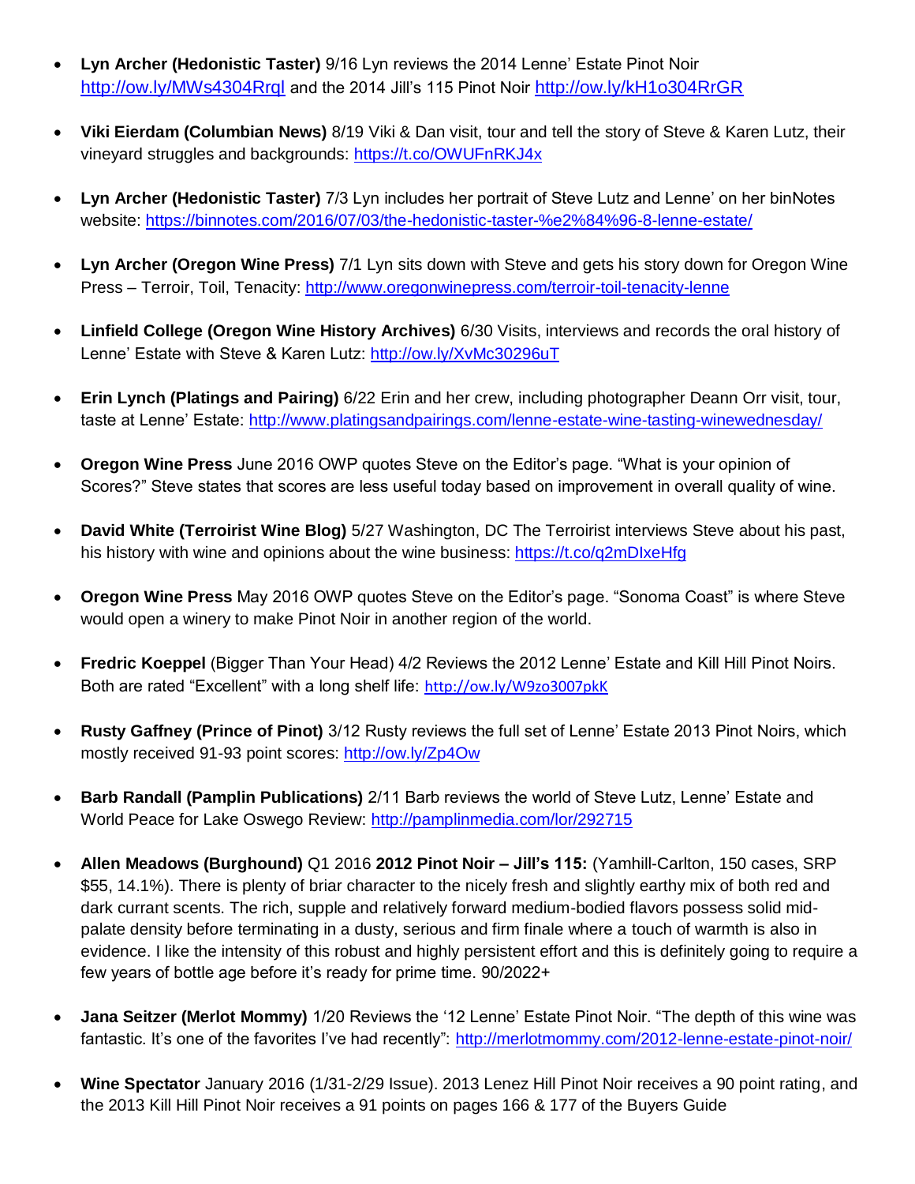- **Lyn Archer (Hedonistic Taster)** 9/16 Lyn reviews the 2014 Lenne' Estate Pinot Noir http://ow.ly/MWs4304Rrql and the 2014 Jill's 115 Pinot Noir http://ow.ly/kH1o304RrGR

- **Viki Eierdam (Columbian News)** 8/19 Viki & Dan visit, tour and tell the story of Steve & Karen Lutz, their vineyard struggles and backgrounds: https://t.co/OWUFnRKJ4x

- **Lyn Archer (Hedonistic Taster)** 7/3 Lyn includes her portrait of Steve Lutz and Lenne' on her binNotes website: https://binnotes.com/2016/07/03/the-hedonistic-taster-%e2%84%96-8-lenne-estate/

- **Lyn Archer (Oregon Wine Press)** 7/1 Lyn sits down with Steve and gets his story down for Oregon Wine Press – Terroir, Toil, Tenacity: http://www.oregonwinepress.com/terroir-toil-tenacity-lenne

- **Linfield College (Oregon Wine History Archives)** 6/30 Visits, interviews and records the oral history of Lenne' Estate with Steve & Karen Lutz: http://ow.ly/XvMc30296uT

- **Erin Lynch (Platings and Pairing)** 6/22 Erin and her crew, including photographer Deann Orr visit, tour, taste at Lenne' Estate: http://www.platingsandpairings.com/lenne-estate-wine-tasting-winewednesday/

- **Oregon Wine Press** June 2016 OWP quotes Steve on the Editor's page. "What is your opinion of Scores?" Steve states that scores are less useful today based on improvement in overall quality of wine.

- **David White (Terroirist Wine Blog)** 5/27 Washington, DC The Terroirist interviews Steve about his past, his history with wine and opinions about the wine business: https://t.co/q2mDIxeHfg

- **Oregon Wine Press** May 2016 OWP quotes Steve on the Editor's page. "Sonoma Coast" is where Steve would open a winery to make Pinot Noir in another region of the world.

- **Fredric Koeppel** (Bigger Than Your Head) 4/2 Reviews the 2012 Lenne' Estate and Kill Hill Pinot Noirs. Both are rated "Excellent" with a long shelf life: http://ow.ly/W9zo3007pkK

- **Rusty Gaffney (Prince of Pinot)** 3/12 Rusty reviews the full set of Lenne' Estate 2013 Pinot Noirs, which mostly received 91-93 point scores: http://ow.ly/Zp4Ow

- **Barb Randall (Pamplin Publications)** 2/11 Barb reviews the world of Steve Lutz, Lenne' Estate and World Peace for Lake Oswego Review: http://pamplinmedia.com/lor/292715

- **Allen Meadows (Burghound)** Q1 2016 **2012 Pinot Noir – Jill's 115:** (Yamhill-Carlton, 150 cases, SRP $55, 14.1%). There is plenty of briar character to the nicely fresh and slightly earthy mix of both red and dark currant scents. The rich, supple and relatively forward medium-bodied flavors possess solid mid-palate density before terminating in a dusty, serious and firm finale where a touch of warmth is also in evidence. I like the intensity of this robust and highly persistent effort and this is definitely going to require a few years of bottle age before it's ready for prime time. 90/2022+

- **Jana Seitzer (Merlot Mommy)** 1/20 Reviews the '12 Lenne' Estate Pinot Noir. "The depth of this wine was fantastic. It's one of the favorites I've had recently": http://merlotmommy.com/2012-lenne-estate-pinot-noir/

- **Wine Spectator** January 2016 (1/31-2/29 Issue). 2013 Lenez Hill Pinot Noir receives a 90 point rating, and the 2013 Kill Hill Pinot Noir receives a 91 points on pages 166 & 177 of the Buyers Guide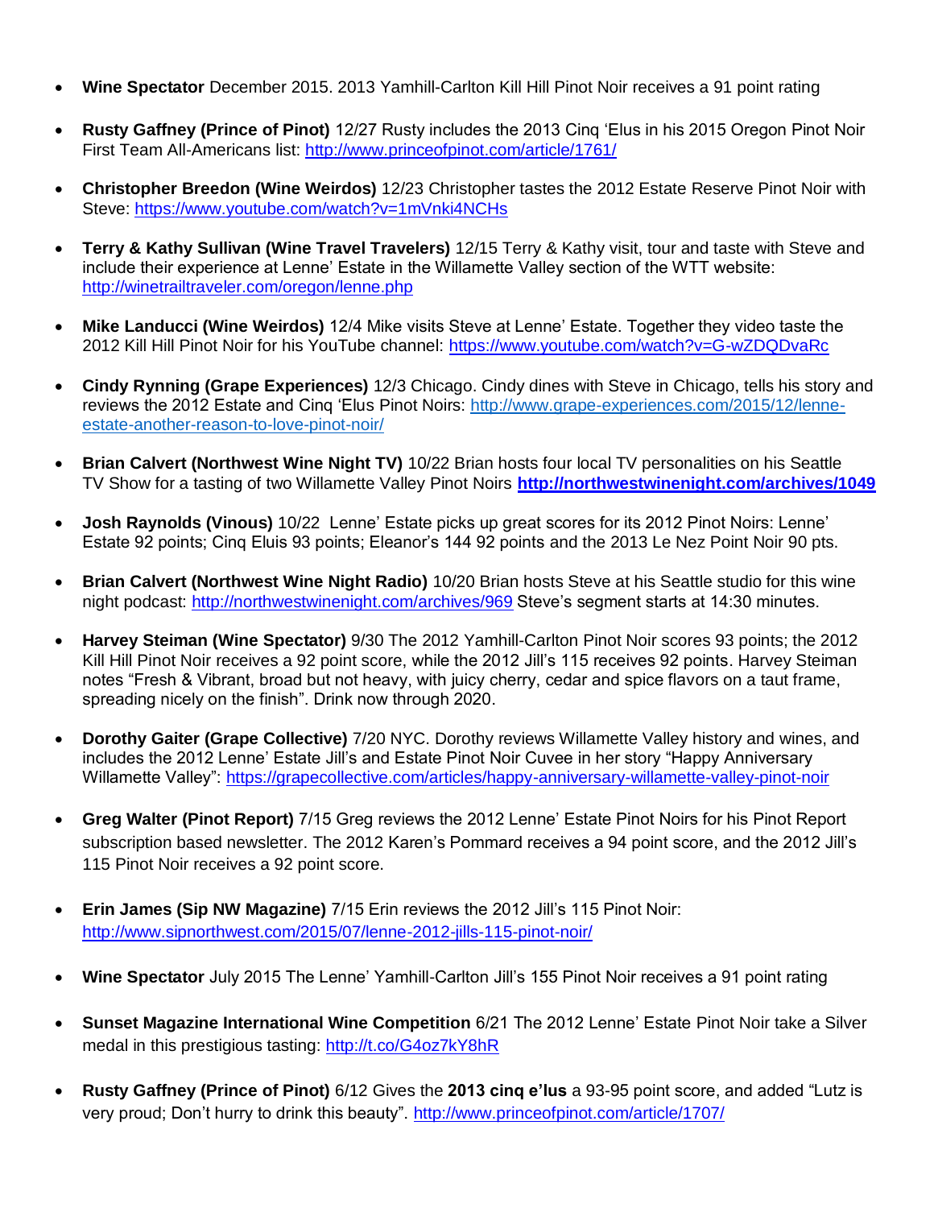- **Wine Spectator** December 2015. 2013 Yamhill-Carlton Kill Hill Pinot Noir receives a 91 point rating

- **Rusty Gaffney (Prince of Pinot)** 12/27 Rusty includes the 2013 Cinq 'Elus in his 2015 Oregon Pinot Noir First Team All-Americans list: http://www.princeofpinot.com/article/1761/

- **Christopher Breedon (Wine Weirdos)** 12/23 Christopher tastes the 2012 Estate Reserve Pinot Noir with Steve: https://www.youtube.com/watch?v=1mVnki4NCHs

- **Terry & Kathy Sullivan (Wine Travel Travelers)** 12/15 Terry & Kathy visit, tour and taste with Steve and include their experience at Lenne' Estate in the Willamette Valley section of the WTT website: http://winetrailtraveler.com/oregon/lenne.php

- **Mike Landucci (Wine Weirdos)** 12/4 Mike visits Steve at Lenne' Estate. Together they video taste the 2012 Kill Hill Pinot Noir for his YouTube channel: https://www.youtube.com/watch?v=G-wZDQDvaRc

- **Cindy Rynning (Grape Experiences)** 12/3 Chicago. Cindy dines with Steve in Chicago, tells his story and reviews the 2012 Estate and Cinq 'Elus Pinot Noirs: http://www.grape-experiences.com/2015/12/lenne-estate-another-reason-to-love-pinot-noir/

- **Brian Calvert (Northwest Wine Night TV)** 10/22 Brian hosts four local TV personalities on his Seattle TV Show for a tasting of two Willamette Valley Pinot Noirs **http://northwestwinenight.com/archives/1049**

- **Josh Raynolds (Vinous)** 10/22 Lenne' Estate picks up great scores for its 2012 Pinot Noirs: Lenne' Estate 92 points; Cinq Eluis 93 points; Eleanor's 144 92 points and the 2013 Le Nez Point Noir 90 pts.

- **Brian Calvert (Northwest Wine Night Radio)** 10/20 Brian hosts Steve at his Seattle studio for this wine night podcast: http://northwestwinenight.com/archives/969 Steve's segment starts at 14:30 minutes.

- **Harvey Steiman (Wine Spectator)** 9/30 The 2012 Yamhill-Carlton Pinot Noir scores 93 points; the 2012 Kill Hill Pinot Noir receives a 92 point score, while the 2012 Jill's 115 receives 92 points. Harvey Steiman notes "Fresh & Vibrant, broad but not heavy, with juicy cherry, cedar and spice flavors on a taut frame, spreading nicely on the finish". Drink now through 2020.

- **Dorothy Gaiter (Grape Collective)** 7/20 NYC. Dorothy reviews Willamette Valley history and wines, and includes the 2012 Lenne' Estate Jill's and Estate Pinot Noir Cuvee in her story "Happy Anniversary Willamette Valley": https://grapecollective.com/articles/happy-anniversary-willamette-valley-pinot-noir

- **Greg Walter (Pinot Report)** 7/15 Greg reviews the 2012 Lenne' Estate Pinot Noirs for his Pinot Report subscription based newsletter. The 2012 Karen's Pommard receives a 94 point score, and the 2012 Jill's 115 Pinot Noir receives a 92 point score.

- **Erin James (Sip NW Magazine)** 7/15 Erin reviews the 2012 Jill's 115 Pinot Noir: http://www.sipnorthwest.com/2015/07/lenne-2012-jills-115-pinot-noir/

- **Wine Spectator** July 2015 The Lenne' Yamhill-Carlton Jill's 155 Pinot Noir receives a 91 point rating

- **Sunset Magazine International Wine Competition** 6/21 The 2012 Lenne' Estate Pinot Noir take a Silver medal in this prestigious tasting: http://t.co/G4oz7kY8hR

- **Rusty Gaffney (Prince of Pinot)** 6/12 Gives the **2013 cinq e'lus** a 93-95 point score, and added "Lutz is very proud; Don't hurry to drink this beauty". http://www.princeofpinot.com/article/1707/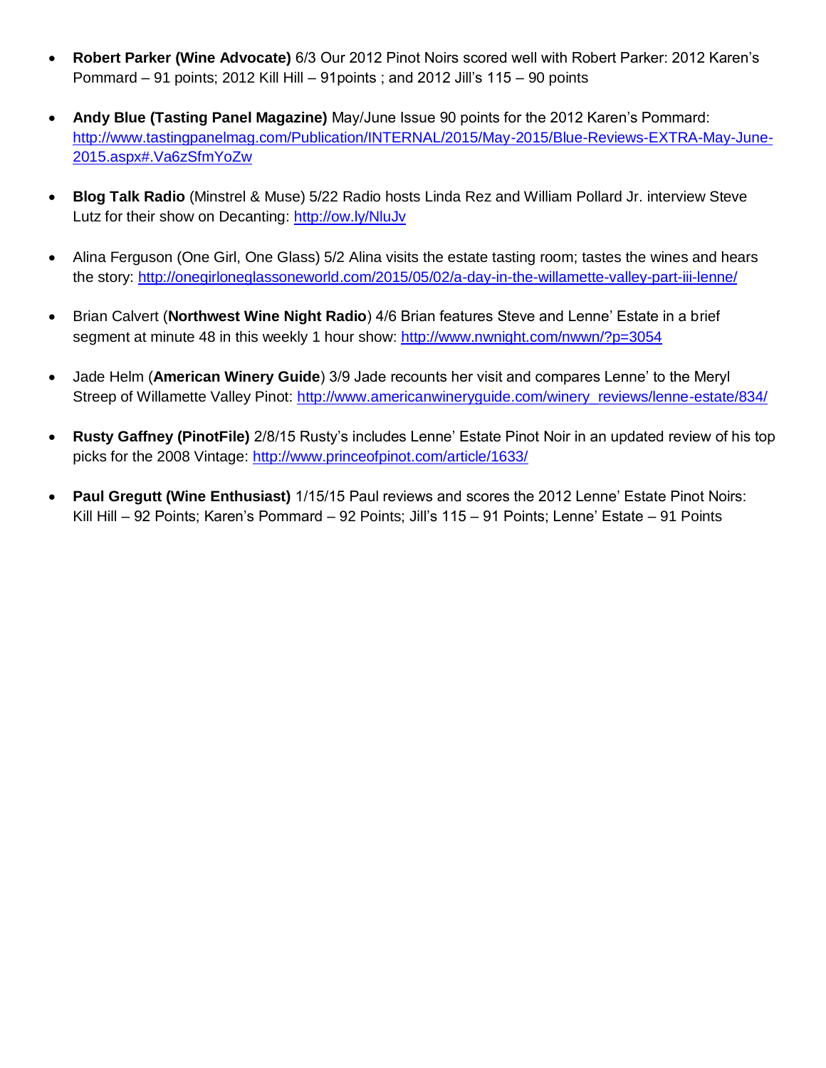- **Robert Parker (Wine Advocate)** 6/3 Our 2012 Pinot Noirs scored well with Robert Parker: 2012 Karen's Pommard – 91 points; 2012 Kill Hill – 91points ; and 2012 Jill's 115 – 90 points

- **Andy Blue (Tasting Panel Magazine)** May/June Issue 90 points for the 2012 Karen's Pommard: http://www.tastingpanelmag.com/Publication/INTERNAL/2015/May-2015/Blue-Reviews-EXTRA-May-June-2015.aspx#.Va6zSfmYoZw

- **Blog Talk Radio** (Minstrel & Muse) 5/22 Radio hosts Linda Rez and William Pollard Jr. interview Steve Lutz for their show on Decanting: http://ow.ly/NluJv

- Alina Ferguson (One Girl, One Glass) 5/2 Alina visits the estate tasting room; tastes the wines and hears the story: http://onegirloneglassoneworld.com/2015/05/02/a-day-in-the-willamette-valley-part-iii-lenne/

- Brian Calvert (**Northwest Wine Night Radio**) 4/6 Brian features Steve and Lenne' Estate in a brief segment at minute 48 in this weekly 1 hour show: http://www.nwnight.com/nwwn/?p=3054

- Jade Helm (**American Winery Guide**) 3/9 Jade recounts her visit and compares Lenne' to the Meryl Streep of Willamette Valley Pinot: http://www.americanwineryguide.com/winery_reviews/lenne-estate/834/

- **Rusty Gaffney (PinotFile)** 2/8/15 Rusty's includes Lenne' Estate Pinot Noir in an updated review of his top picks for the 2008 Vintage: http://www.princeofpinot.com/article/1633/

- **Paul Gregutt (Wine Enthusiast)** 1/15/15 Paul reviews and scores the 2012 Lenne' Estate Pinot Noirs: Kill Hill – 92 Points; Karen's Pommard – 92 Points; Jill's 115 – 91 Points; Lenne' Estate – 91 Points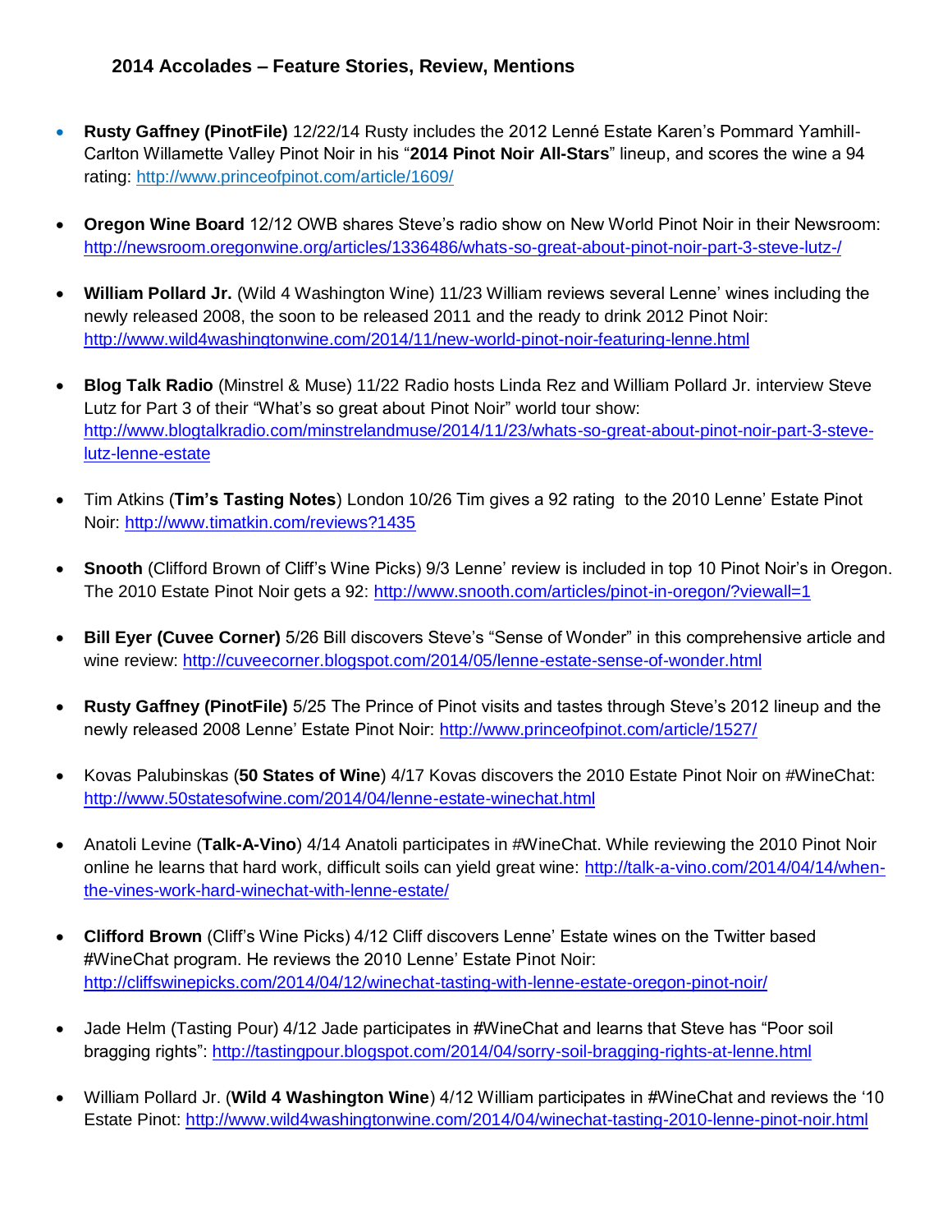## 2014 Accolades – Feature Stories, Review, Mentions

- **Rusty Gaffney (PinotFile)** 12/22/14 Rusty includes the 2012 Lenné Estate Karen's Pommard Yamhill-Carlton Willamette Valley Pinot Noir in his "**2014 Pinot Noir All-Stars**" lineup, and scores the wine a 94 rating: http://www.princeofpinot.com/article/1609/

- **Oregon Wine Board** 12/12 OWB shares Steve's radio show on New World Pinot Noir in their Newsroom: http://newsroom.oregonwine.org/articles/1336486/whats-so-great-about-pinot-noir-part-3-steve-lutz-/

- **William Pollard Jr.** (Wild 4 Washington Wine) 11/23 William reviews several Lenne' wines including the newly released 2008, the soon to be released 2011 and the ready to drink 2012 Pinot Noir: http://www.wild4washingtonwine.com/2014/11/new-world-pinot-noir-featuring-lenne.html

- **Blog Talk Radio** (Minstrel & Muse) 11/22 Radio hosts Linda Rez and William Pollard Jr. interview Steve Lutz for Part 3 of their "What's so great about Pinot Noir" world tour show: http://www.blogtalkradio.com/minstrelandmuse/2014/11/23/whats-so-great-about-pinot-noir-part-3-steve-lutz-lenne-estate

- Tim Atkins (**Tim's Tasting Notes**) London 10/26 Tim gives a 92 rating to the 2010 Lenne' Estate Pinot Noir: http://www.timatkin.com/reviews?1435

- **Snooth** (Clifford Brown of Cliff's Wine Picks) 9/3 Lenne' review is included in top 10 Pinot Noir's in Oregon. The 2010 Estate Pinot Noir gets a 92: http://www.snooth.com/articles/pinot-in-oregon/?viewall=1

- **Bill Eyer (Cuvee Corner)** 5/26 Bill discovers Steve's "Sense of Wonder" in this comprehensive article and wine review: http://cuveecorner.blogspot.com/2014/05/lenne-estate-sense-of-wonder.html

- **Rusty Gaffney (PinotFile)** 5/25 The Prince of Pinot visits and tastes through Steve's 2012 lineup and the newly released 2008 Lenne' Estate Pinot Noir: http://www.princeofpinot.com/article/1527/

- Kovas Palubinskas (**50 States of Wine**) 4/17 Kovas discovers the 2010 Estate Pinot Noir on #WineChat: http://www.50statesofwine.com/2014/04/lenne-estate-winechat.html

- Anatoli Levine (**Talk-A-Vino**) 4/14 Anatoli participates in #WineChat. While reviewing the 2010 Pinot Noir online he learns that hard work, difficult soils can yield great wine: http://talk-a-vino.com/2014/04/14/when-the-vines-work-hard-winechat-with-lenne-estate/

- **Clifford Brown** (Cliff's Wine Picks) 4/12 Cliff discovers Lenne' Estate wines on the Twitter based #WineChat program. He reviews the 2010 Lenne' Estate Pinot Noir: http://cliffswinepicks.com/2014/04/12/winechat-tasting-with-lenne-estate-oregon-pinot-noir/

- Jade Helm (Tasting Pour) 4/12 Jade participates in #WineChat and learns that Steve has "Poor soil bragging rights": http://tastingpour.blogspot.com/2014/04/sorry-soil-bragging-rights-at-lenne.html

- William Pollard Jr. (**Wild 4 Washington Wine**) 4/12 William participates in #WineChat and reviews the '10 Estate Pinot: http://www.wild4washingtonwine.com/2014/04/winechat-tasting-2010-lenne-pinot-noir.html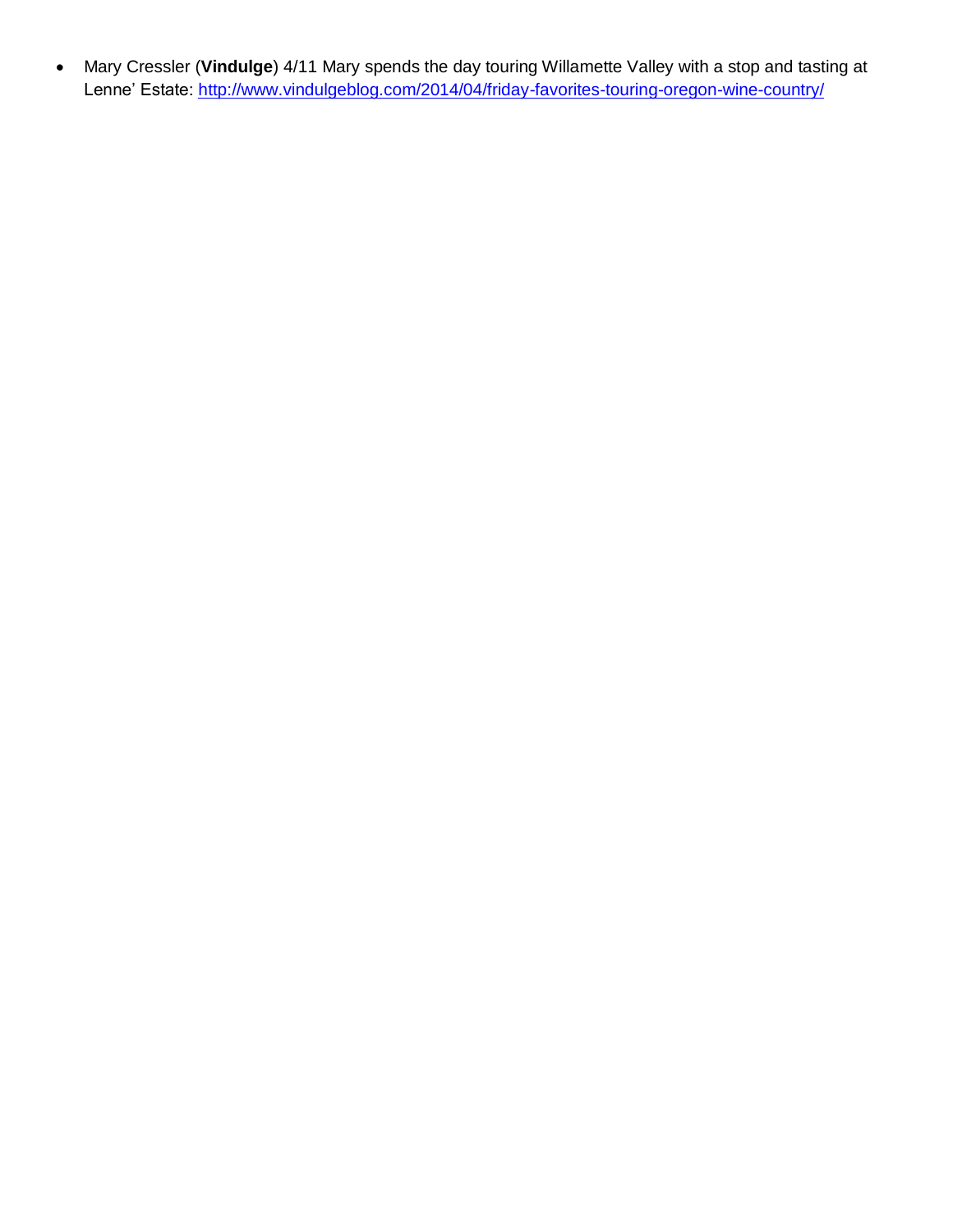- Mary Cressler (**Vindulge**) 4/11 Mary spends the day touring Willamette Valley with a stop and tasting at Lenne' Estate: [http://www.vindulgeblog.com/2014/04/friday-favorites-touring-oregon-wine-country/](http://www.vindulgeblog.com/2014/04/friday-favorites-touring-oregon-wine-country/)